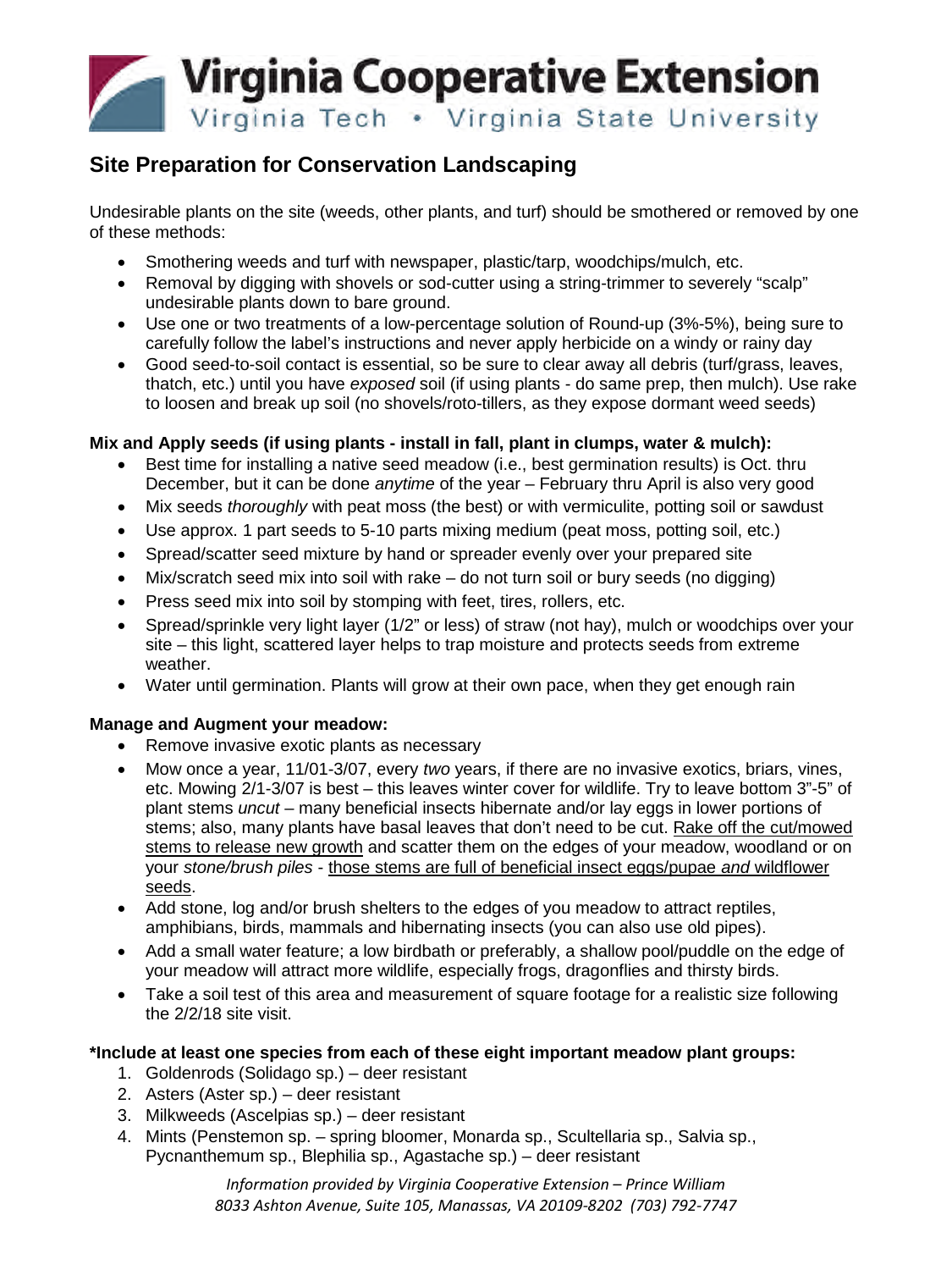# Virginia Cooperative Extension

Virginia Tech • Virginia State University

## Site Preparation for Conservation Landscaping

Undesirable plants on the site (weeds, other plants, and turf) should be smothered or removed by one of these methods:

- Smothering weeds and turf with newspaper, plastic/tarp, woodchips/mulch, etc.
- Removal by digging with shovels or sod-cutter using a string-trimmer to severely "scalp" undesirable plants down to bare ground.
- Use one or two treatments of a low-percentage solution of Round-up (3%-5%), being sure to carefully follow the label's instructions and never apply herbicide on a windy or rainy day
- Good seed-to-soil contact is essential, so be sure to clear away all debris (turf/grass, leaves, thatch, etc.) until you have *exposed* soil (if using plants - do same prep, then mulch). Use rake to loosen and break up soil (no shovels/roto-tillers, as they expose dormant weed seeds)

**Mix and Apply seeds (if using plants - install in fall, plant in clumps, water & mulch):**

- Best time for installing a native seed meadow (i.e., best germination results) is Oct. thru December, but it can be done *anytime* of the year – February thru April is also very good
- Mix seeds *thoroughly* with peat moss (the best) or with vermiculite, potting soil or sawdust
- Use approx. 1 part seeds to 5-10 parts mixing medium (peat moss, potting soil, etc.)
- Spread/scatter seed mixture by hand or spreader evenly over your prepared site
- Mix/scratch seed mix into soil with rake – do not turn soil or bury seeds (no digging)
- Press seed mix into soil by stomping with feet, tires, rollers, etc.
- Spread/sprinkle very light layer (1/2" or less) of straw (not hay), mulch or woodchips over your site – this light, scattered layer helps to trap moisture and protects seeds from extreme weather.
- Water until germination. Plants will grow at their own pace, when they get enough rain

**Manage and Augment your meadow:**

- Remove invasive exotic plants as necessary
- Mow once a year, 11/01-3/07, every *two* years, if there are no invasive exotics, briars, vines, etc. Mowing 2/1-3/07 is best – this leaves winter cover for wildlife. Try to leave bottom 3"-5" of plant stems *uncut* – many beneficial insects hibernate and/or lay eggs in lower portions of stems; also, many plants have basal leaves that don't need to be cut. <u>Rake off the cut/mowed stems to release new growth</u> and scatter them on the edges of your meadow, woodland or on your *stone/brush piles* - <u>those stems are full of beneficial insect eggs/pupae *and* wildflower seeds</u>.
- Add stone, log and/or brush shelters to the edges of you meadow to attract reptiles, amphibians, birds, mammals and hibernating insects (you can also use old pipes).
- Add a small water feature; a low birdbath or preferably, a shallow pool/puddle on the edge of your meadow will attract more wildlife, especially frogs, dragonflies and thirsty birds.
- Take a soil test of this area and measurement of square footage for a realistic size following the 2/2/18 site visit.

**\*Include at least one species from each of these eight important meadow plant groups:**

1. Goldenrods (Solidago sp.) – deer resistant
2. Asters (Aster sp.) – deer resistant
3. Milkweeds (Ascelpias sp.) – deer resistant
4. Mints (Penstemon sp. – spring bloomer, Monarda sp., Scultellaria sp., Salvia sp., Pycnanthemum sp., Blephilia sp., Agastache sp.) – deer resistant

*Information provided by Virginia Cooperative Extension – Prince William*
*8033 Ashton Avenue, Suite 105, Manassas, VA 20109-8202 (703) 792-7747*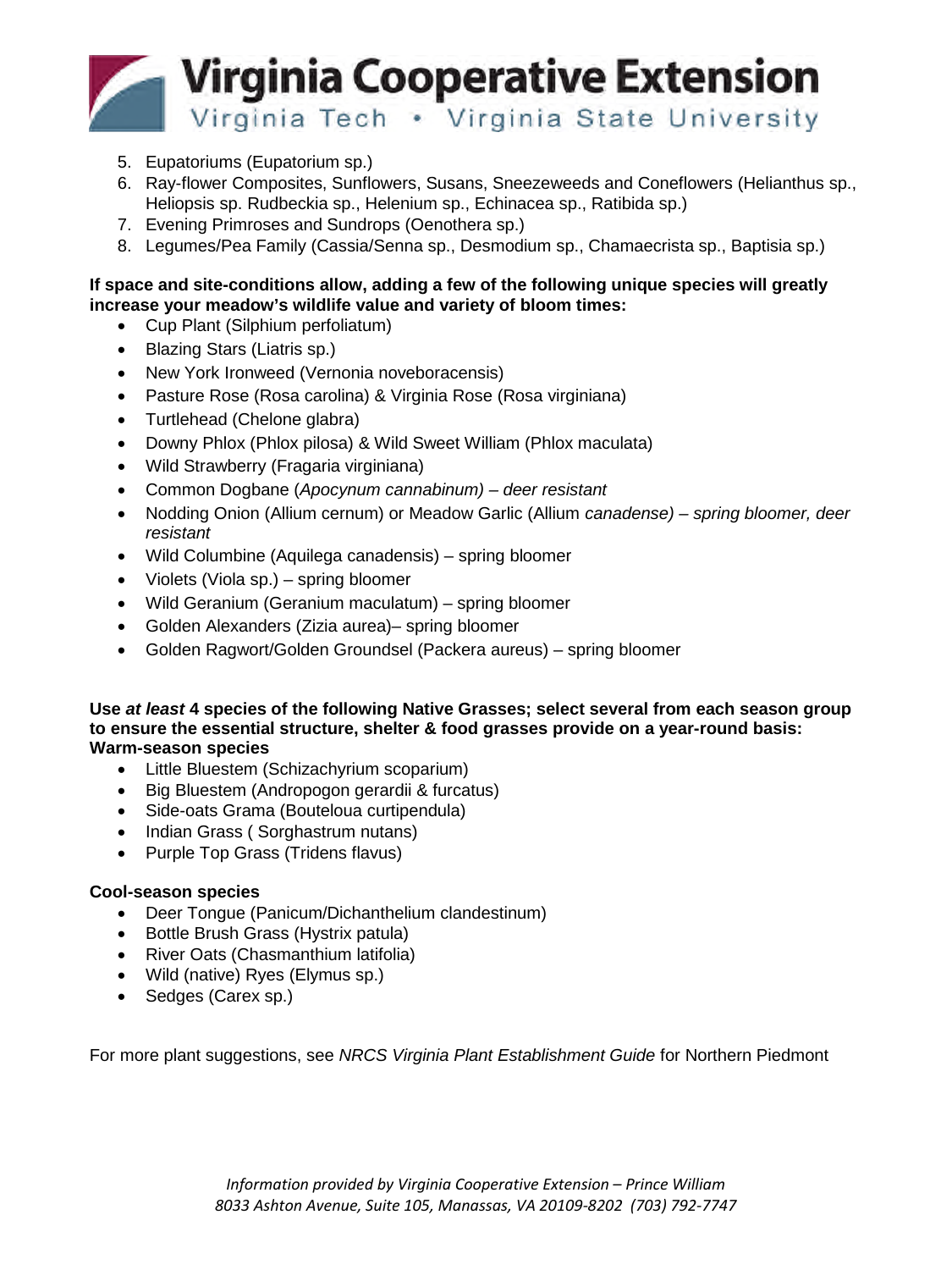5. Eupatoriums (Eupatorium sp.)
6. Ray-flower Composites, Sunflowers, Susans, Sneezeweeds and Coneflowers (Helianthus sp., Heliopsis sp. Rudbeckia sp., Helenium sp., Echinacea sp., Ratibida sp.)
7. Evening Primroses and Sundrops (Oenothera sp.)
8. Legumes/Pea Family (Cassia/Senna sp., Desmodium sp., Chamaecrista sp., Baptisia sp.)

**If space and site-conditions allow, adding a few of the following unique species will greatly increase your meadow's wildlife value and variety of bloom times:**

- Cup Plant (Silphium perfoliatum)
- Blazing Stars (Liatris sp.)
- New York Ironweed (Vernonia noveboracensis)
- Pasture Rose (Rosa carolina) & Virginia Rose (Rosa virginiana)
- Turtlehead (Chelone glabra)
- Downy Phlox (Phlox pilosa) & Wild Sweet William (Phlox maculata)
- Wild Strawberry (Fragaria virginiana)
- Common Dogbane (*Apocynum cannabinum) – deer resistant*
- Nodding Onion (Allium cernum) or Meadow Garlic (Allium *canadense) – spring bloomer, deer resistant*
- Wild Columbine (Aquilega canadensis) – spring bloomer
- Violets (Viola sp.) – spring bloomer
- Wild Geranium (Geranium maculatum) – spring bloomer
- Golden Alexanders (Zizia aurea)– spring bloomer
- Golden Ragwort/Golden Groundsel (Packera aureus) – spring bloomer

**Use *at least* 4 species of the following Native Grasses; select several from each season group to ensure the essential structure, shelter & food grasses provide on a year-round basis:**
**Warm-season species**

- Little Bluestem (Schizachyrium scoparium)
- Big Bluestem (Andropogon gerardii & furcatus)
- Side-oats Grama (Bouteloua curtipendula)
- Indian Grass ( Sorghastrum nutans)
- Purple Top Grass (Tridens flavus)

**Cool-season species**

- Deer Tongue (Panicum/Dichanthelium clandestinum)
- Bottle Brush Grass (Hystrix patula)
- River Oats (Chasmanthium latifolia)
- Wild (native) Ryes (Elymus sp.)
- Sedges (Carex sp.)

For more plant suggestions, see *NRCS Virginia Plant Establishment Guide* for Northern Piedmont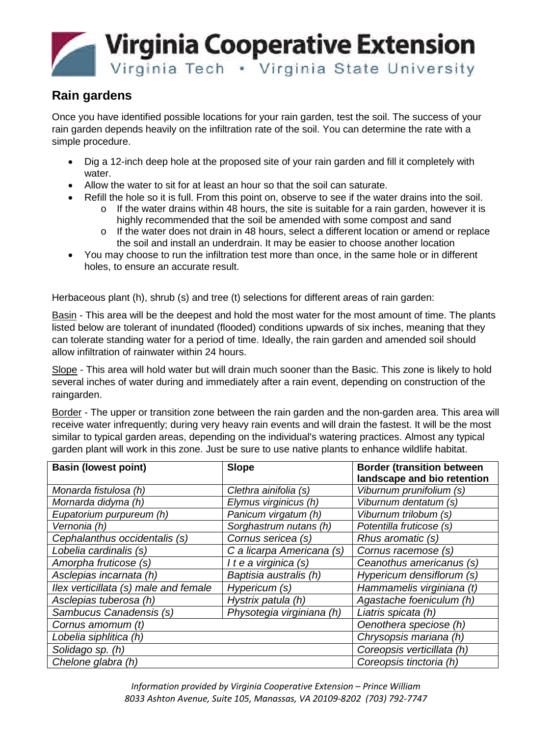# Virginia Cooperative Extension

Virginia Tech • Virginia State University

## Rain gardens

Once you have identified possible locations for your rain garden, test the soil. The success of your rain garden depends heavily on the infiltration rate of the soil. You can determine the rate with a simple procedure.

- Dig a 12-inch deep hole at the proposed site of your rain garden and fill it completely with water.
- Allow the water to sit for at least an hour so that the soil can saturate.
- Refill the hole so it is full. From this point on, observe to see if the water drains into the soil.
  - If the water drains within 48 hours, the site is suitable for a rain garden, however it is highly recommended that the soil be amended with some compost and sand
  - If the water does not drain in 48 hours, select a different location or amend or replace the soil and install an underdrain. It may be easier to choose another location
- You may choose to run the infiltration test more than once, in the same hole or in different holes, to ensure an accurate result.

Herbaceous plant (h), shrub (s) and tree (t) selections for different areas of rain garden:

Basin - This area will be the deepest and hold the most water for the most amount of time. The plants listed below are tolerant of inundated (flooded) conditions upwards of six inches, meaning that they can tolerate standing water for a period of time. Ideally, the rain garden and amended soil should allow infiltration of rainwater within 24 hours.

Slope - This area will hold water but will drain much sooner than the Basic. This zone is likely to hold several inches of water during and immediately after a rain event, depending on construction of the raingarden.

Border - The upper or transition zone between the rain garden and the non-garden area. This area will receive water infrequently; during very heavy rain events and will drain the fastest. It will be the most similar to typical garden areas, depending on the individual's watering practices. Almost any typical garden plant will work in this zone. Just be sure to use native plants to enhance wildlife habitat.

| **Basin (lowest point)** | **Slope** | **Border (transition between landscape and bio retention** |
|---|---|---|
| *Monarda fistulosa (h)* | *Clethra ainifolia (s)* | *Viburnum prunifolium (s)* |
| *Mornarda didyma (h)* | *Elymus virginicus (h)* | *Viburnum dentatum (s)* |
| *Eupatorium purpureum (h)* | *Panicum virgatum (h)* | *Viburnum trilobum (s)* |
| *Vernonia (h)* | *Sorghastrum nutans (h)* | *Potentilla fruticose (s)* |
| *Cephalanthus occidentalis (s)* | *Cornus sericea (s)* | *Rhus aromatic (s)* |
| *Lobelia cardinalis (s)* | *C a licarpa Americana (s)* | *Cornus racemose (s)* |
| *Amorpha fruticose (s)* | *I t e a virginica (s)* | *Ceanothus americanus (s)* |
| *Asclepias incarnata (h)* | *Baptisia australis (h)* | *Hypericum densiflorum (s)* |
| *Ilex verticillata (s) male and female* | *Hypericum (s)* | *Hammamelis virginiana (t)* |
| *Asclepias tuberosa (h)* | *Hystrix patula (h)* | *Agastache foeniculum (h)* |
| *Sambucus Canadensis (s)* | *Physotegia virginiana (h)* | *Liatris spicata (h)* |
| *Cornus amomum (t)* | | *Oenothera speciose (h)* |
| *Lobelia siphlitica (h)* | | *Chrysopsis mariana (h)* |
| *Solidago sp. (h)* | | *Coreopsis verticillata (h)* |
| *Chelone glabra (h)* | | *Coreopsis tinctoria (h)* |

*Information provided by Virginia Cooperative Extension – Prince William*
*8033 Ashton Avenue, Suite 105, Manassas, VA 20109-8202 (703) 792-7747*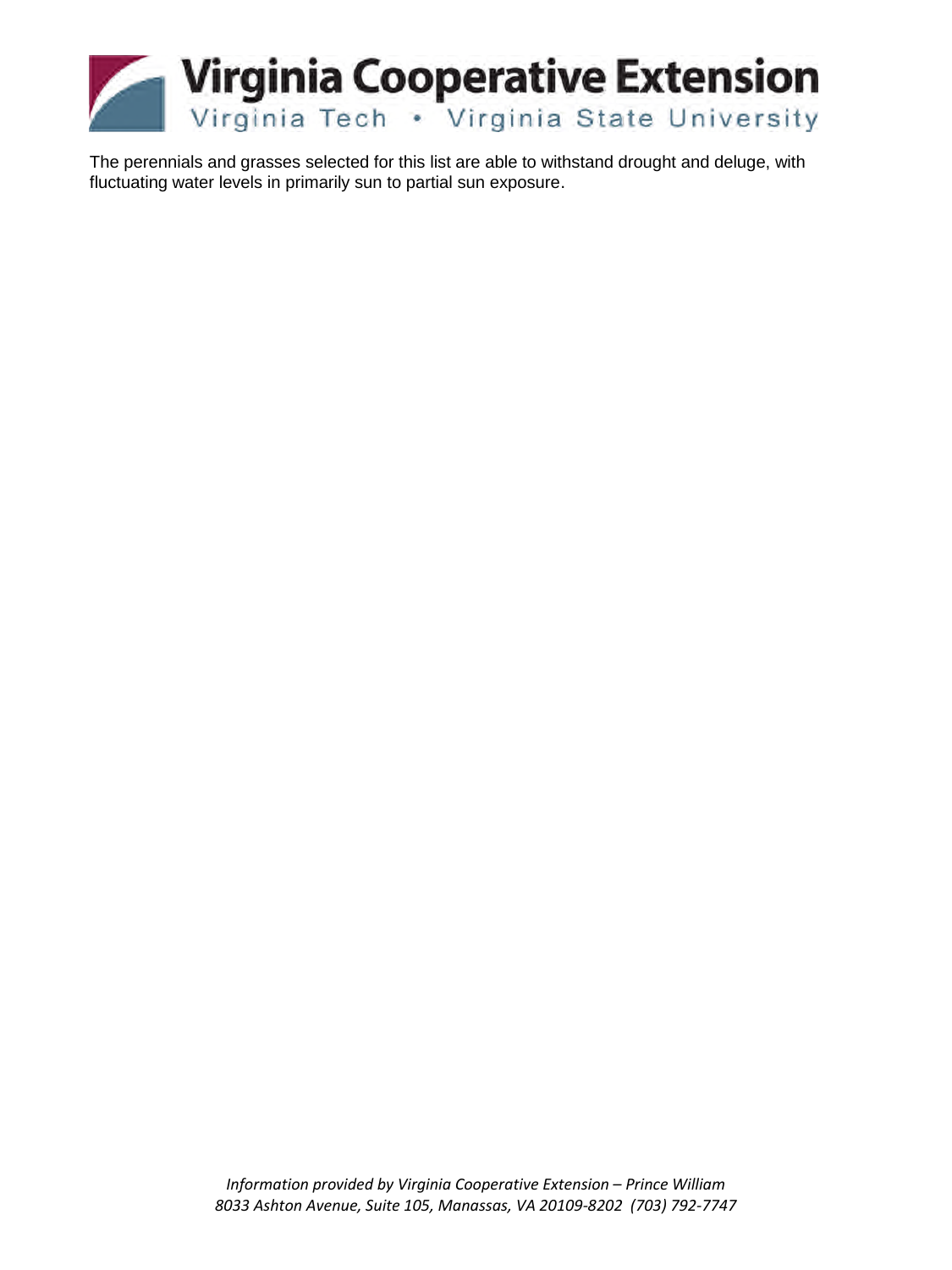# Virginia Cooperative Extension

Virginia Tech • Virginia State University

The perennials and grasses selected for this list are able to withstand drought and deluge, with fluctuating water levels in primarily sun to partial sun exposure.

*Information provided by Virginia Cooperative Extension – Prince William*
*8033 Ashton Avenue, Suite 105, Manassas, VA 20109-8202 (703) 792-7747*